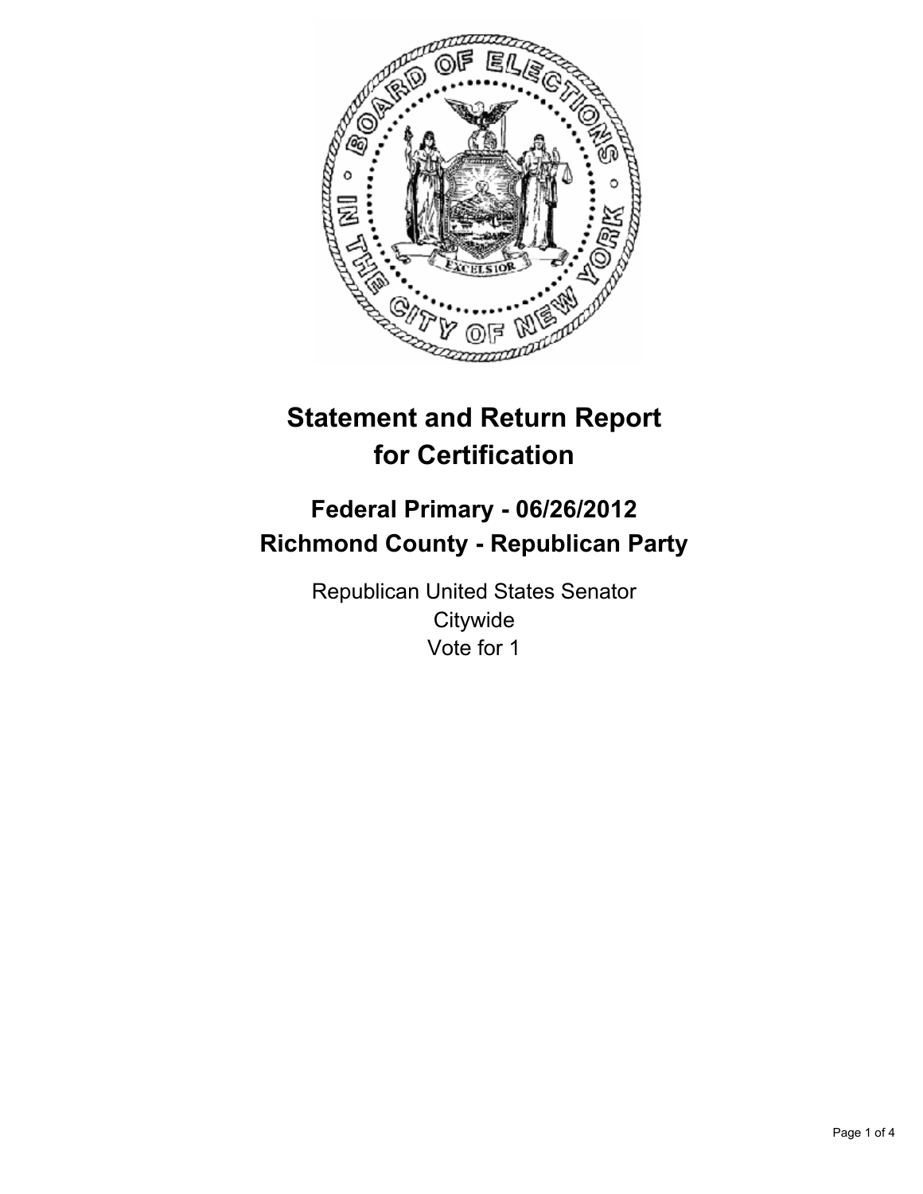# Statement and Return Report for Certification

## Federal Primary - 06/26/2012
## Richmond County - Republican Party

Republican United States Senator
Citywide
Vote for 1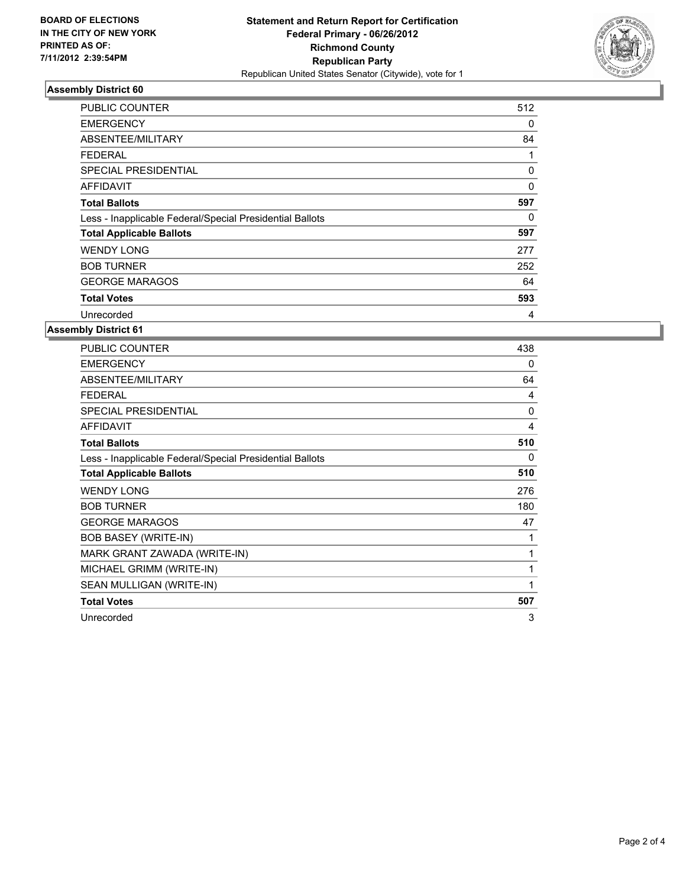**BOARD OF ELECTIONS IN THE CITY OF NEW YORK PRINTED AS OF: 7/11/2012 2:39:54PM**

**Statement and Return Report for Certification Federal Primary - 06/26/2012 Richmond County Republican Party**
Republican United States Senator (Citywide), vote for 1

### Assembly District 60

| | |
|---|---|
| PUBLIC COUNTER | 512 |
| EMERGENCY | 0 |
| ABSENTEE/MILITARY | 84 |
| FEDERAL | 1 |
| SPECIAL PRESIDENTIAL | 0 |
| AFFIDAVIT | 0 |
| **Total Ballots** | **597** |
| Less - Inapplicable Federal/Special Presidential Ballots | 0 |
| **Total Applicable Ballots** | **597** |
| WENDY LONG | 277 |
| BOB TURNER | 252 |
| GEORGE MARAGOS | 64 |
| **Total Votes** | **593** |
| Unrecorded | 4 |

### Assembly District 61

| | |
|---|---|
| PUBLIC COUNTER | 438 |
| EMERGENCY | 0 |
| ABSENTEE/MILITARY | 64 |
| FEDERAL | 4 |
| SPECIAL PRESIDENTIAL | 0 |
| AFFIDAVIT | 4 |
| **Total Ballots** | **510** |
| Less - Inapplicable Federal/Special Presidential Ballots | 0 |
| **Total Applicable Ballots** | **510** |
| WENDY LONG | 276 |
| BOB TURNER | 180 |
| GEORGE MARAGOS | 47 |
| BOB BASEY (WRITE-IN) | 1 |
| MARK GRANT ZAWADA (WRITE-IN) | 1 |
| MICHAEL GRIMM (WRITE-IN) | 1 |
| SEAN MULLIGAN (WRITE-IN) | 1 |
| **Total Votes** | **507** |
| Unrecorded | 3 |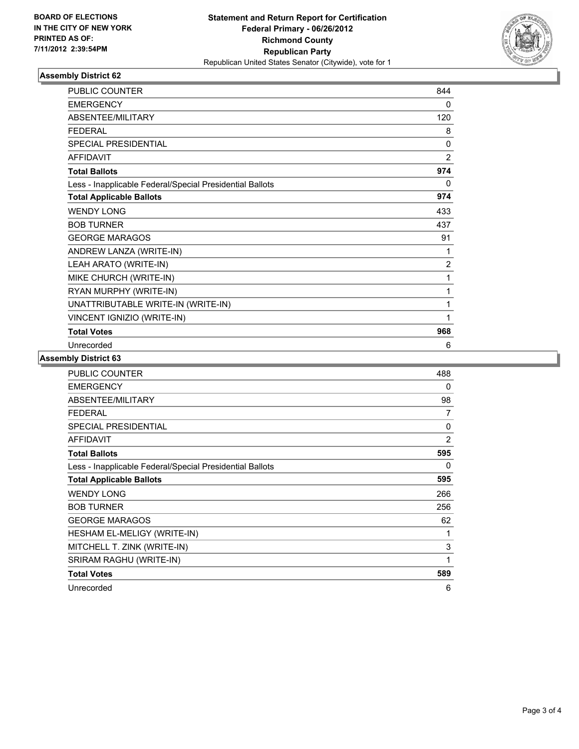BOARD OF ELECTIONS
IN THE CITY OF NEW YORK
PRINTED AS OF:
7/11/2012 2:39:54PM

**Statement and Return Report for Certification**
**Federal Primary - 06/26/2012**
**Richmond County**
**Republican Party**
Republican United States Senator (Citywide), vote for 1

### Assembly District 62

| | |
|---|---|
| PUBLIC COUNTER | 844 |
| EMERGENCY | 0 |
| ABSENTEE/MILITARY | 120 |
| FEDERAL | 8 |
| SPECIAL PRESIDENTIAL | 0 |
| AFFIDAVIT | 2 |
| **Total Ballots** | **974** |
| Less - Inapplicable Federal/Special Presidential Ballots | 0 |
| **Total Applicable Ballots** | **974** |
| WENDY LONG | 433 |
| BOB TURNER | 437 |
| GEORGE MARAGOS | 91 |
| ANDREW LANZA (WRITE-IN) | 1 |
| LEAH ARATO (WRITE-IN) | 2 |
| MIKE CHURCH (WRITE-IN) | 1 |
| RYAN MURPHY (WRITE-IN) | 1 |
| UNATTRIBUTABLE WRITE-IN (WRITE-IN) | 1 |
| VINCENT IGNIZIO (WRITE-IN) | 1 |
| **Total Votes** | **968** |
| Unrecorded | 6 |

### Assembly District 63

| | |
|---|---|
| PUBLIC COUNTER | 488 |
| EMERGENCY | 0 |
| ABSENTEE/MILITARY | 98 |
| FEDERAL | 7 |
| SPECIAL PRESIDENTIAL | 0 |
| AFFIDAVIT | 2 |
| **Total Ballots** | **595** |
| Less - Inapplicable Federal/Special Presidential Ballots | 0 |
| **Total Applicable Ballots** | **595** |
| WENDY LONG | 266 |
| BOB TURNER | 256 |
| GEORGE MARAGOS | 62 |
| HESHAM EL-MELIGY (WRITE-IN) | 1 |
| MITCHELL T. ZINK (WRITE-IN) | 3 |
| SRIRAM RAGHU (WRITE-IN) | 1 |
| **Total Votes** | **589** |
| Unrecorded | 6 |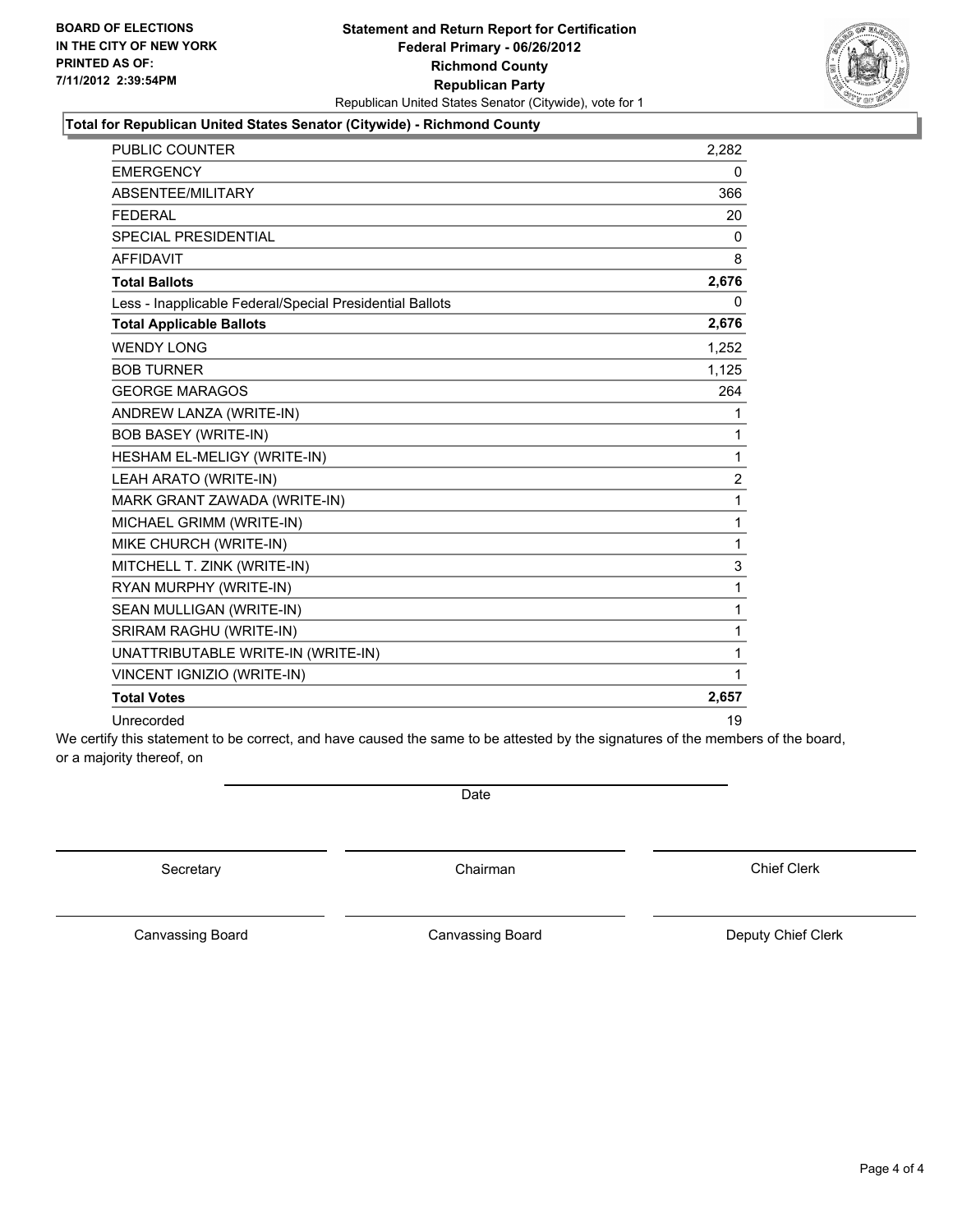**BOARD OF ELECTIONS IN THE CITY OF NEW YORK PRINTED AS OF: 7/11/2012 2:39:54PM**

# Statement and Return Report for Certification
## Federal Primary - 06/26/2012
## Richmond County
## Republican Party

Republican United States Senator (Citywide), vote for 1

### Total for Republican United States Senator (Citywide) - Richmond County

| | |
|---|---|
| PUBLIC COUNTER | 2,282 |
| EMERGENCY | 0 |
| ABSENTEE/MILITARY | 366 |
| FEDERAL | 20 |
| SPECIAL PRESIDENTIAL | 0 |
| AFFIDAVIT | 8 |
| **Total Ballots** | **2,676** |
| Less - Inapplicable Federal/Special Presidential Ballots | 0 |
| **Total Applicable Ballots** | **2,676** |
| WENDY LONG | 1,252 |
| BOB TURNER | 1,125 |
| GEORGE MARAGOS | 264 |
| ANDREW LANZA (WRITE-IN) | 1 |
| BOB BASEY (WRITE-IN) | 1 |
| HESHAM EL-MELIGY (WRITE-IN) | 1 |
| LEAH ARATO (WRITE-IN) | 2 |
| MARK GRANT ZAWADA (WRITE-IN) | 1 |
| MICHAEL GRIMM (WRITE-IN) | 1 |
| MIKE CHURCH (WRITE-IN) | 1 |
| MITCHELL T. ZINK (WRITE-IN) | 3 |
| RYAN MURPHY (WRITE-IN) | 1 |
| SEAN MULLIGAN (WRITE-IN) | 1 |
| SRIRAM RAGHU (WRITE-IN) | 1 |
| UNATTRIBUTABLE WRITE-IN (WRITE-IN) | 1 |
| VINCENT IGNIZIO (WRITE-IN) | 1 |
| **Total Votes** | **2,657** |
| Unrecorded | 19 |

We certify this statement to be correct, and have caused the same to be attested by the signatures of the members of the board, or a majority thereof, on

Date

Secretary | Chairman | Chief Clerk

Canvassing Board | Canvassing Board | Deputy Chief Clerk